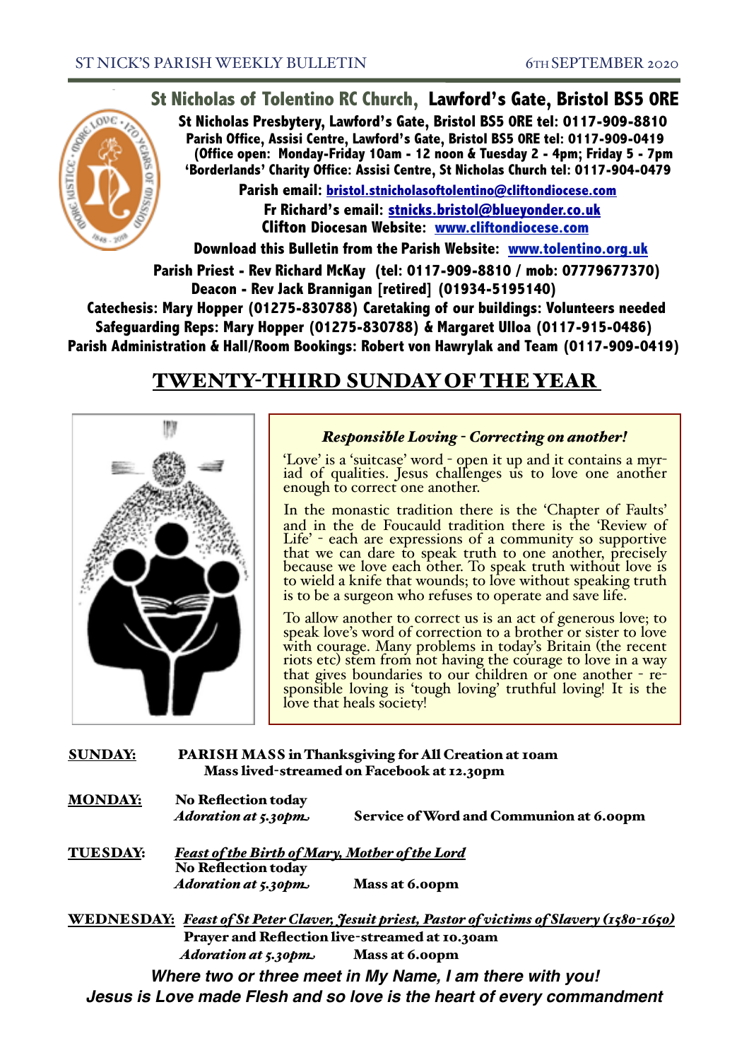ST NICK'S PARISH WEEKLY BULLETIN — 6TH SEPTEMBER 2020

# St Nicholas of Tolentino RC Church, Lawford's Gate, Bristol BS5 0RE

**St Nicholas Presbytery, Lawford's Gate, Bristol BS5 0RE tel: 0117-909-8810**
**Parish Office, Assisi Centre, Lawford's Gate, Bristol BS5 0RE tel: 0117-909-0419**
**(Office open: Monday-Friday 10am - 12 noon & Tuesday 2 - 4pm; Friday 5 - 7pm**
**'Borderlands' Charity Office: Assisi Centre, St Nicholas Church tel: 0117-904-0479**

**Parish email: bristol.stnicholasoftolentino@cliftondiocese.com**
**Fr Richard's email: stnicks.bristol@blueyonder.co.uk**
**Clifton Diocesan Website: www.cliftondiocese.com**

**Download this Bulletin from the Parish Website: www.tolentino.org.uk**

**Parish Priest - Rev Richard McKay (tel: 0117-909-8810 / mob: 07779677370)**
**Deacon - Rev Jack Brannigan [retired] (01934-5195140)**
**Catechesis: Mary Hopper (01275-830788) Caretaking of our buildings: Volunteers needed**
**Safeguarding Reps: Mary Hopper (01275-830788) & Margaret Ulloa (0117-915-0486)**
**Parish Administration & Hall/Room Bookings: Robert von Hawrylak and Team (0117-909-0419)**

## TWENTY-THIRD SUNDAY OF THE YEAR

### *Responsible Loving - Correcting on another!*

'Love' is a 'suitcase' word - open it up and it contains a myriad of qualities. Jesus challenges us to love one another enough to correct one another.

In the monastic tradition there is the 'Chapter of Faults' and in the de Foucauld tradition there is the 'Review of Life' - each are expressions of a community so supportive that we can dare to speak truth to one another, precisely because we love each other. To speak truth without love is to wield a knife that wounds; to love without speaking truth is to be a surgeon who refuses to operate and save life.

To allow another to correct us is an act of generous love; to speak love's word of correction to a brother or sister to love with courage. Many problems in today's Britain (the recent riots etc) stem from not having the courage to love in a way that gives boundaries to our children or one another - responsible loving is 'tough loving' truthful loving! It is the love that heals society!

**SUNDAY:** **PARISH MASS in Thanksgiving for All Creation at 10am**
**Mass lived-streamed on Facebook at 12.30pm**

**MONDAY:** **No Reflection today**
***Adoration at 5.30pm*** **Service of Word and Communion at 6.00pm**

**TUESDAY:** ***Feast of the Birth of Mary, Mother of the Lord***
**No Reflection today**
***Adoration at 5.30pm*** **Mass at 6.00pm**

**WEDNESDAY:** ***Feast of St Peter Claver, Jesuit priest, Pastor of victims of Slavery (1580-1650)***
**Prayer and Reflection live-streamed at 10.30am**
***Adoration at 5.30pm*** **Mass at 6.00pm**

***Where two or three meet in My Name, I am there with you!***
***Jesus is Love made Flesh and so love is the heart of every commandment***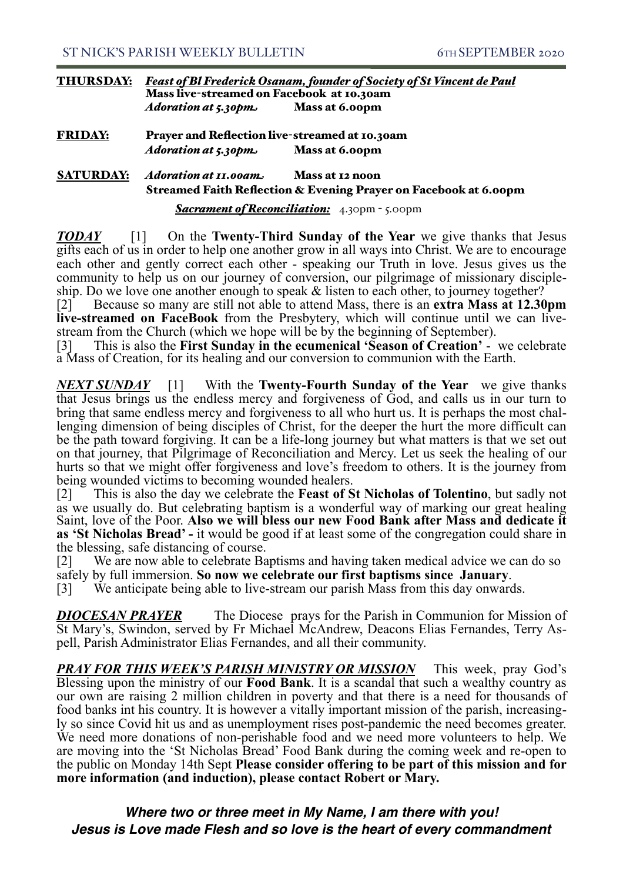**THURSDAY:** ***Feast of Bl Frederick Osanam, founder of Society of St Vincent de Paul***
**Mass live-streamed on Facebook at 10.30am**
***Adoration at 5.30pm*** **Mass at 6.00pm**

**FRIDAY:** **Prayer and Reflection live-streamed at 10.30am**
***Adoration at 5.30pm*** **Mass at 6.00pm**

**SATURDAY:** ***Adoration at 11.00am*** **Mass at 12 noon**
**Streamed Faith Reflection & Evening Prayer on Facebook at 6.00pm**

***Sacrament of Reconciliation:*** 4.30pm - 5.00pm

***TODAY*** [1] On the **Twenty-Third Sunday of the Year** we give thanks that Jesus gifts each of us in order to help one another grow in all ways into Christ. We are to encourage each other and gently correct each other - speaking our Truth in love. Jesus gives us the community to help us on our journey of conversion, our pilgrimage of missionary discipleship. Do we love one another enough to speak & listen to each other, to journey together?
[2] Because so many are still not able to attend Mass, there is an **extra Mass at 12.30pm live-streamed on FaceBook** from the Presbytery, which will continue until we can live-stream from the Church (which we hope will be by the beginning of September).
[3] This is also the **First Sunday in the ecumenical 'Season of Creation'** - we celebrate a Mass of Creation, for its healing and our conversion to communion with the Earth.

***NEXT SUNDAY*** [1] With the **Twenty-Fourth Sunday of the Year** we give thanks that Jesus brings us the endless mercy and forgiveness of God, and calls us in our turn to bring that same endless mercy and forgiveness to all who hurt us. It is perhaps the most challenging dimension of being disciples of Christ, for the deeper the hurt the more difficult can be the path toward forgiving. It can be a life-long journey but what matters is that we set out on that journey, that Pilgrimage of Reconciliation and Mercy. Let us seek the healing of our hurts so that we might offer forgiveness and love's freedom to others. It is the journey from being wounded victims to becoming wounded healers.
[2] This is also the day we celebrate the **Feast of St Nicholas of Tolentino**, but sadly not as we usually do. But celebrating baptism is a wonderful way of marking our great healing Saint, love of the Poor. **Also we will bless our new Food Bank after Mass and dedicate it as 'St Nicholas Bread' -** it would be good if at least some of the congregation could share in the blessing, safe distancing of course.
[2] We are now able to celebrate Baptisms and having taken medical advice we can do so safely by full immersion. **So now we celebrate our first baptisms since January**.
[3] We anticipate being able to live-stream our parish Mass from this day onwards.

***DIOCESAN PRAYER*** The Diocese prays for the Parish in Communion for Mission of St Mary's, Swindon, served by Fr Michael McAndrew, Deacons Elias Fernandes, Terry Aspell, Parish Administrator Elias Fernandes, and all their community.

***PRAY FOR THIS WEEK'S PARISH MINISTRY OR MISSION*** This week, pray God's Blessing upon the ministry of our **Food Bank**. It is a scandal that such a wealthy country as our own are raising 2 million children in poverty and that there is a need for thousands of food banks int his country. It is however a vitally important mission of the parish, increasingly so since Covid hit us and as unemployment rises post-pandemic the need becomes greater. We need more donations of non-perishable food and we need more volunteers to help. We are moving into the 'St Nicholas Bread' Food Bank during the coming week and re-open to the public on Monday 14th Sept **Please consider offering to be part of this mission and for more information (and induction), please contact Robert or Mary.**

***Where two or three meet in My Name, I am there with you!***
***Jesus is Love made Flesh and so love is the heart of every commandment***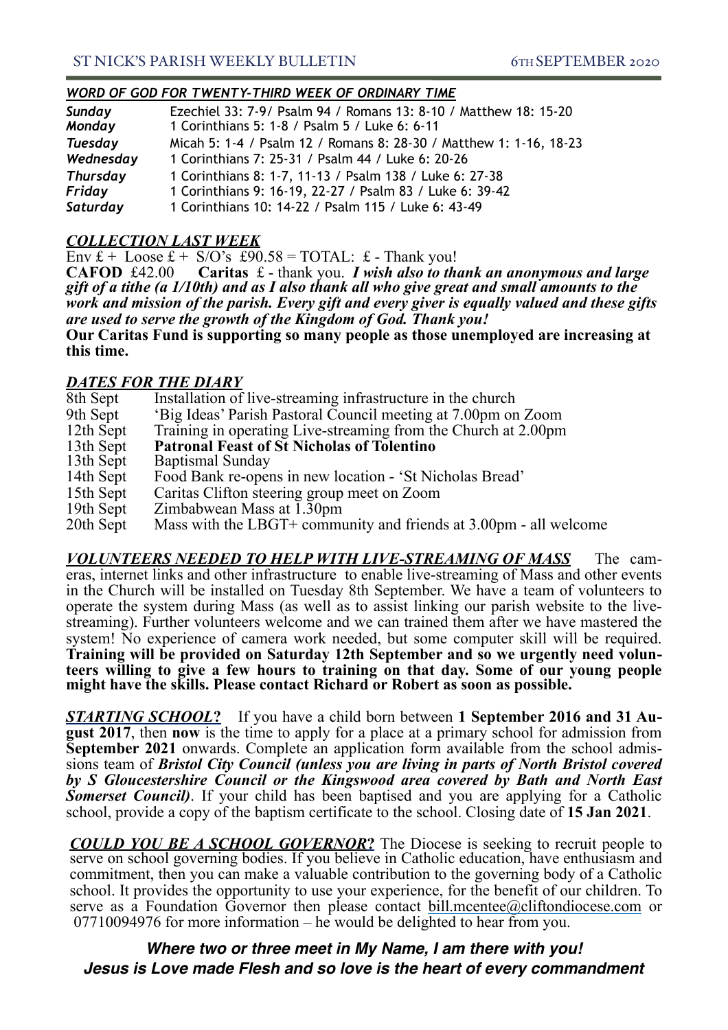## WORD OF GOD FOR TWENTY-THIRD WEEK OF ORDINARY TIME

| | |
|---|---|
| *Sunday* | Ezechiel 33: 7-9/ Psalm 94 / Romans 13: 8-10 / Matthew 18: 15-20 |
| *Monday* | 1 Corinthians 5: 1-8 / Psalm 5 / Luke 6: 6-11 |
| *Tuesday* | Micah 5: 1-4 / Psalm 12 / Romans 8: 28-30 / Matthew 1: 1-16, 18-23 |
| *Wednesday* | 1 Corinthians 7: 25-31 / Psalm 44 / Luke 6: 20-26 |
| *Thursday* | 1 Corinthians 8: 1-7, 11-13 / Psalm 138 / Luke 6: 27-38 |
| *Friday* | 1 Corinthians 9: 16-19, 22-27 / Psalm 83 / Luke 6: 39-42 |
| *Saturday* | 1 Corinthians 10: 14-22 / Psalm 115 / Luke 6: 43-49 |

## COLLECTION LAST WEEK

Env £ + Loose £ + S/O's £90.58 = TOTAL: £ - Thank you!

**CAFOD** £42.00 **Caritas** £ - thank you. ***I wish also to thank an anonymous and large gift of a tithe (a 1/10th) and as I also thank all who give great and small amounts to the work and mission of the parish. Every gift and every giver is equally valued and these gifts are used to serve the growth of the Kingdom of God. Thank you!***

**Our Caritas Fund is supporting so many people as those unemployed are increasing at this time.**

## DATES FOR THE DIARY

| | |
|---|---|
| 8th Sept | Installation of live-streaming infrastructure in the church |
| 9th Sept | 'Big Ideas' Parish Pastoral Council meeting at 7.00pm on Zoom |
| 12th Sept | Training in operating Live-streaming from the Church at 2.00pm |
| 13th Sept | **Patronal Feast of St Nicholas of Tolentino** |
| 13th Sept | Baptismal Sunday |
| 14th Sept | Food Bank re-opens in new location - 'St Nicholas Bread' |
| 15th Sept | Caritas Clifton steering group meet on Zoom |
| 19th Sept | Zimbabwean Mass at 1.30pm |
| 20th Sept | Mass with the LBGT+ community and friends at 3.00pm - all welcome |

***VOLUNTEERS NEEDED TO HELP WITH LIVE-STREAMING OF MASS*** The cameras, internet links and other infrastructure to enable live-streaming of Mass and other events in the Church will be installed on Tuesday 8th September. We have a team of volunteers to operate the system during Mass (as well as to assist linking our parish website to the live-streaming). Further volunteers welcome and we can trained them after we have mastered the system! No experience of camera work needed, but some computer skill will be required. **Training will be provided on Saturday 12th September and so we urgently need volunteers willing to give a few hours to training on that day. Some of our young people might have the skills. Please contact Richard or Robert as soon as possible.**

***STARTING SCHOOL?*** If you have a child born between **1 September 2016 and 31 August 2017**, then **now** is the time to apply for a place at a primary school for admission from **September 2021** onwards. Complete an application form available from the school admissions team of ***Bristol City Council (unless you are living in parts of North Bristol covered by S Gloucestershire Council or the Kingswood area covered by Bath and North East Somerset Council)***. If your child has been baptised and you are applying for a Catholic school, provide a copy of the baptism certificate to the school. Closing date of **15 Jan 2021**.

***COULD YOU BE A SCHOOL GOVERNOR?*** The Diocese is seeking to recruit people to serve on school governing bodies. If you believe in Catholic education, have enthusiasm and commitment, then you can make a valuable contribution to the governing body of a Catholic school. It provides the opportunity to use your experience, for the benefit of our children. To serve as a Foundation Governor then please contact bill.mcentee@cliftondiocese.com or 07710094976 for more information – he would be delighted to hear from you.

***Where two or three meet in My Name, I am there with you!***
***Jesus is Love made Flesh and so love is the heart of every commandment***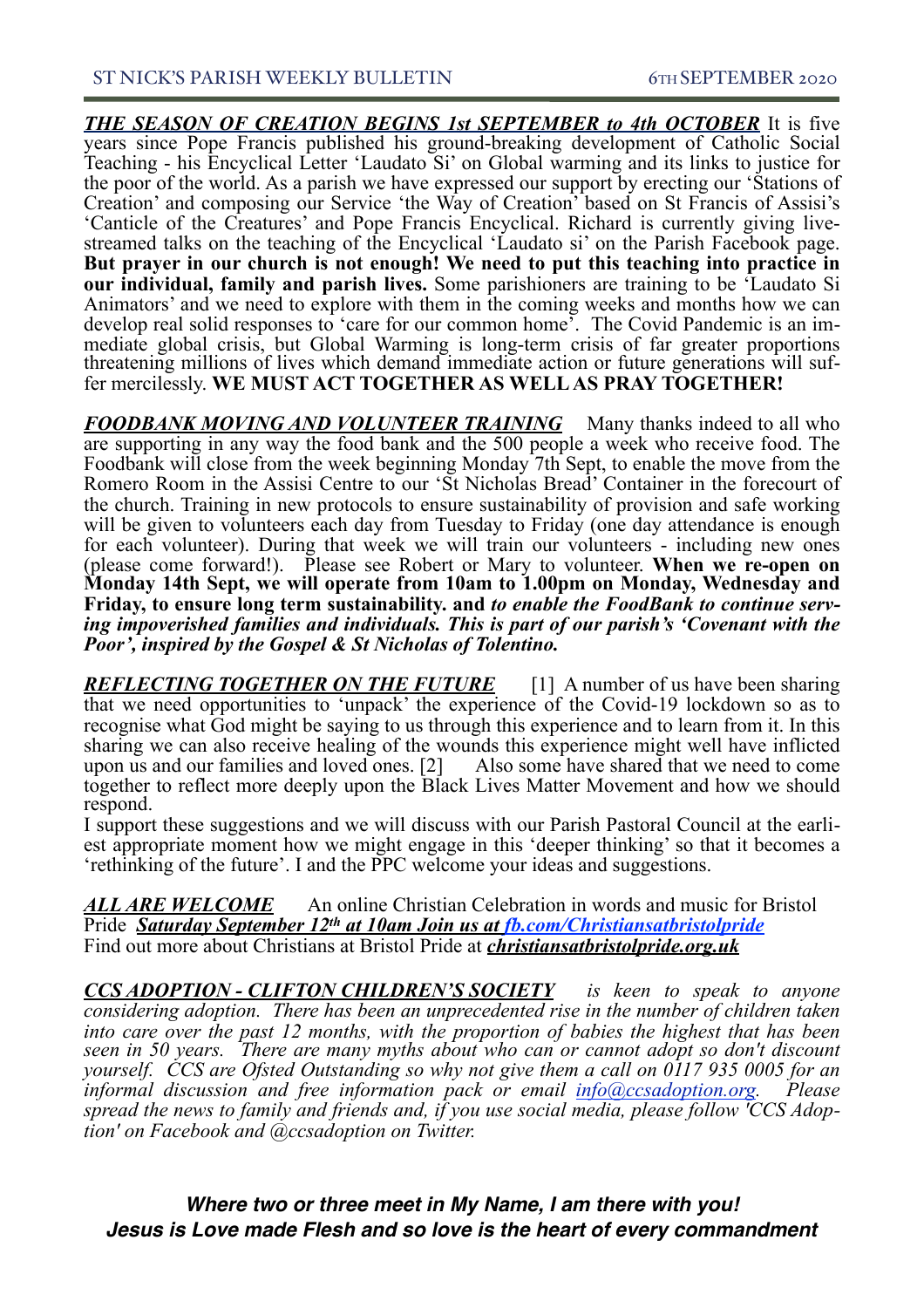***THE SEASON OF CREATION BEGINS 1st SEPTEMBER to 4th OCTOBER*** It is five years since Pope Francis published his ground-breaking development of Catholic Social Teaching - his Encyclical Letter 'Laudato Si' on Global warming and its links to justice for the poor of the world. As a parish we have expressed our support by erecting our 'Stations of Creation' and composing our Service 'the Way of Creation' based on St Francis of Assisi's 'Canticle of the Creatures' and Pope Francis Encyclical. Richard is currently giving live-streamed talks on the teaching of the Encyclical 'Laudato si' on the Parish Facebook page. **But prayer in our church is not enough! We need to put this teaching into practice in our individual, family and parish lives.** Some parishioners are training to be 'Laudato Si Animators' and we need to explore with them in the coming weeks and months how we can develop real solid responses to 'care for our common home'. The Covid Pandemic is an immediate global crisis, but Global Warming is long-term crisis of far greater proportions threatening millions of lives which demand immediate action or future generations will suffer mercilessly. **WE MUST ACT TOGETHER AS WELL AS PRAY TOGETHER!**

***FOODBANK MOVING AND VOLUNTEER TRAINING*** Many thanks indeed to all who are supporting in any way the food bank and the 500 people a week who receive food. The Foodbank will close from the week beginning Monday 7th Sept, to enable the move from the Romero Room in the Assisi Centre to our 'St Nicholas Bread' Container in the forecourt of the church. Training in new protocols to ensure sustainability of provision and safe working will be given to volunteers each day from Tuesday to Friday (one day attendance is enough for each volunteer). During that week we will train our volunteers - including new ones (please come forward!). Please see Robert or Mary to volunteer. **When we re-open on Monday 14th Sept, we will operate from 10am to 1.00pm on Monday, Wednesday and Friday, to ensure long term sustainability. and** ***to enable the FoodBank to continue serving impoverished families and individuals. This is part of our parish's 'Covenant with the Poor', inspired by the Gospel & St Nicholas of Tolentino.***

***REFLECTING TOGETHER ON THE FUTURE*** [1] A number of us have been sharing that we need opportunities to 'unpack' the experience of the Covid-19 lockdown so as to recognise what God might be saying to us through this experience and to learn from it. In this sharing we can also receive healing of the wounds this experience might well have inflicted upon us and our families and loved ones. [2] Also some have shared that we need to come together to reflect more deeply upon the Black Lives Matter Movement and how we should respond.

I support these suggestions and we will discuss with our Parish Pastoral Council at the earliest appropriate moment how we might engage in this 'deeper thinking' so that it becomes a 'rethinking of the future'. I and the PPC welcome your ideas and suggestions.

***ALL ARE WELCOME*** An online Christian Celebration in words and music for Bristol Pride ***Saturday September 12th at 10am Join us at fb.com/Christiansatbristolpride***
Find out more about Christians at Bristol Pride at ***christiansatbristolpride.org.uk***

***CCS ADOPTION - CLIFTON CHILDREN'S SOCIETY*** *is keen to speak to anyone considering adoption. There has been an unprecedented rise in the number of children taken into care over the past 12 months, with the proportion of babies the highest that has been seen in 50 years. There are many myths about who can or cannot adopt so don't discount yourself. CCS are Ofsted Outstanding so why not give them a call on 0117 935 0005 for an informal discussion and free information pack or email info@ccsadoption.org. Please spread the news to family and friends and, if you use social media, please follow 'CCS Adoption' on Facebook and @ccsadoption on Twitter.*

***Where two or three meet in My Name, I am there with you!***
***Jesus is Love made Flesh and so love is the heart of every commandment***